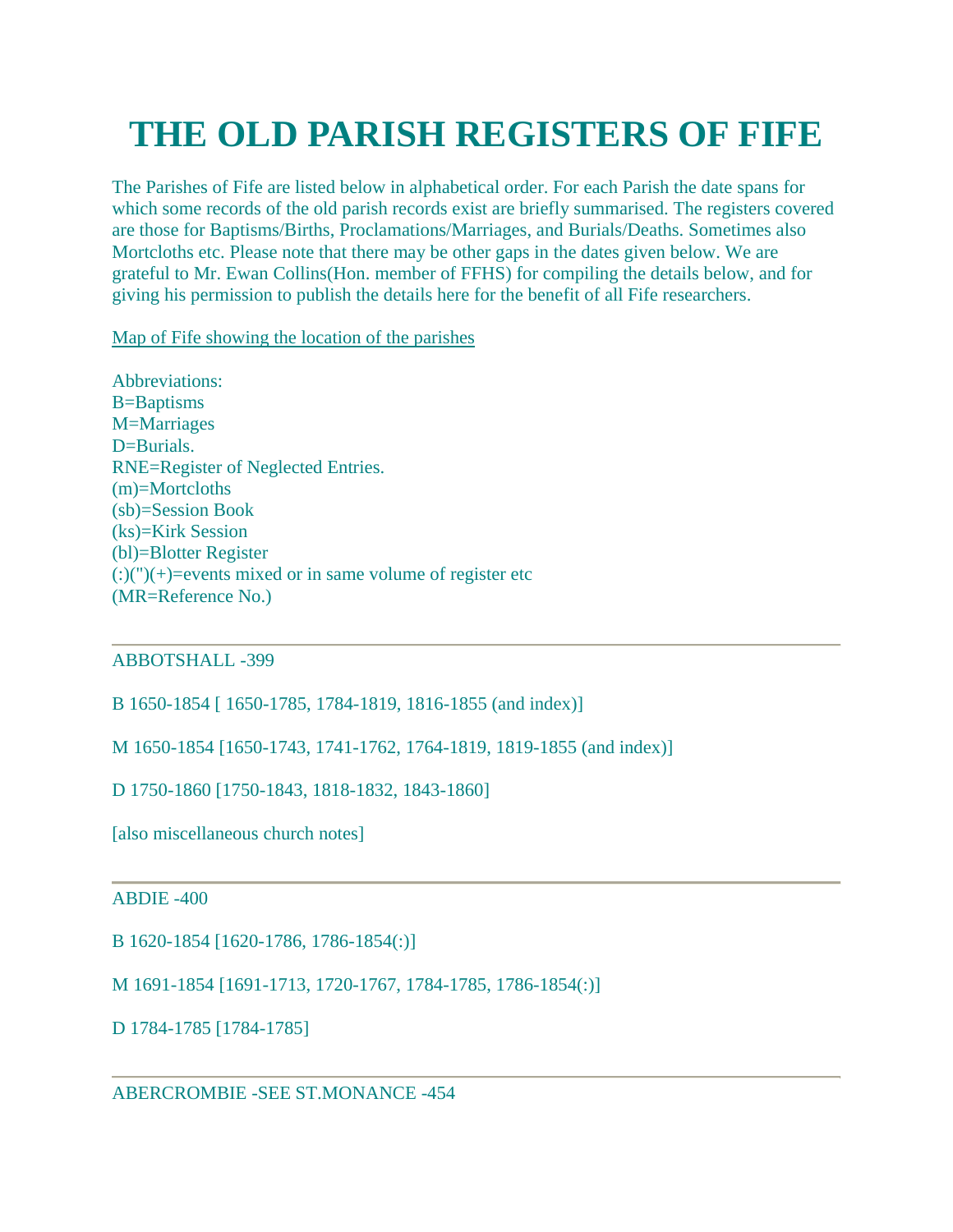# THE OLD PARISH REGISTERS OF FIFE

The Parishes of Fife are listed below in alphabetical order. For each Parish the date spans for which some records of the old parish records exist are briefly summarised. The registers covered are those for Baptisms/Births, Proclamations/Marriages, and Burials/Deaths. Sometimes also Mortcloths etc. Please note that there may be other gaps in the dates given below. We are grateful to Mr. Ewan Collins(Hon. member of FFHS) for compiling the details below, and for giving his permission to publish the details here for the benefit of all Fife researchers.

Map of Fife showing the location of the parishes

Abbreviations:
B=Baptisms
M=Marriages
D=Burials.
RNE=Register of Neglected Entries.
(m)=Mortcloths
(sb)=Session Book
(ks)=Kirk Session
(bl)=Blotter Register
(:)(")(+)=events mixed or in same volume of register etc
(MR=Reference No.)

---

ABBOTSHALL -399

B 1650-1854 [ 1650-1785, 1784-1819, 1816-1855 (and index)]

M 1650-1854 [1650-1743, 1741-1762, 1764-1819, 1819-1855 (and index)]

D 1750-1860 [1750-1843, 1818-1832, 1843-1860]

[also miscellaneous church notes]

---

ABDIE -400

B 1620-1854 [1620-1786, 1786-1854(:)]

M 1691-1854 [1691-1713, 1720-1767, 1784-1785, 1786-1854(:)]

D 1784-1785 [1784-1785]

---

ABERCROMBIE -SEE ST.MONANCE -454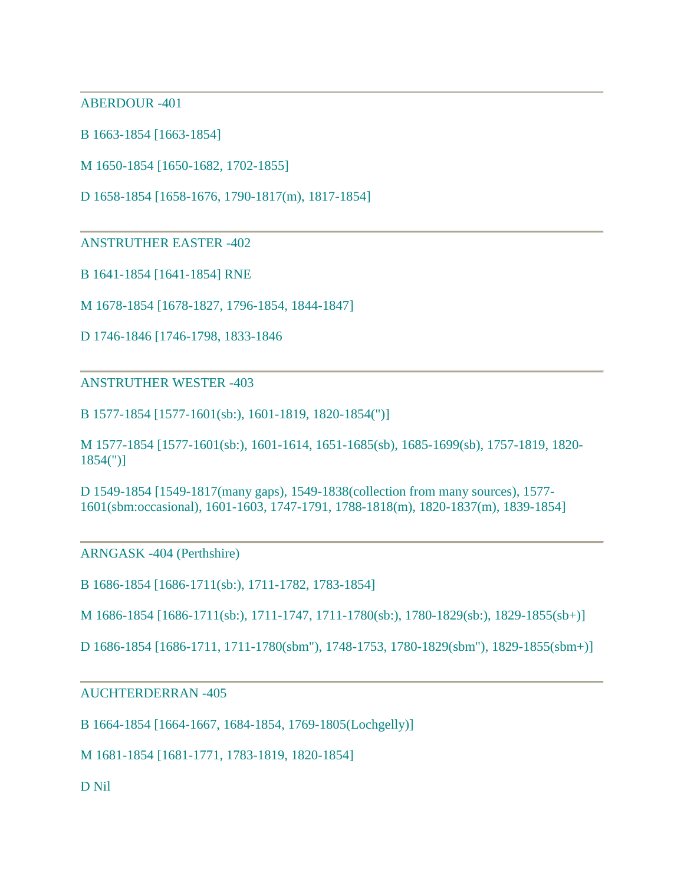---

ABERDOUR -401

B 1663-1854 [1663-1854]

M 1650-1854 [1650-1682, 1702-1855]

D 1658-1854 [1658-1676, 1790-1817(m), 1817-1854]

---

ANSTRUTHER EASTER -402

B 1641-1854 [1641-1854] RNE

M 1678-1854 [1678-1827, 1796-1854, 1844-1847]

D 1746-1846 [1746-1798, 1833-1846

---

ANSTRUTHER WESTER -403

B 1577-1854 [1577-1601(sb:), 1601-1819, 1820-1854(")]

M 1577-1854 [1577-1601(sb:), 1601-1614, 1651-1685(sb), 1685-1699(sb), 1757-1819, 1820-1854(")]

D 1549-1854 [1549-1817(many gaps), 1549-1838(collection from many sources), 1577-1601(sbm:occasional), 1601-1603, 1747-1791, 1788-1818(m), 1820-1837(m), 1839-1854]

---

ARNGASK -404 (Perthshire)

B 1686-1854 [1686-1711(sb:), 1711-1782, 1783-1854]

M 1686-1854 [1686-1711(sb:), 1711-1747, 1711-1780(sb:), 1780-1829(sb:), 1829-1855(sb+)]

D 1686-1854 [1686-1711, 1711-1780(sbm"), 1748-1753, 1780-1829(sbm"), 1829-1855(sbm+)]

---

AUCHTERDERRAN -405

B 1664-1854 [1664-1667, 1684-1854, 1769-1805(Lochgelly)]

M 1681-1854 [1681-1771, 1783-1819, 1820-1854]

D Nil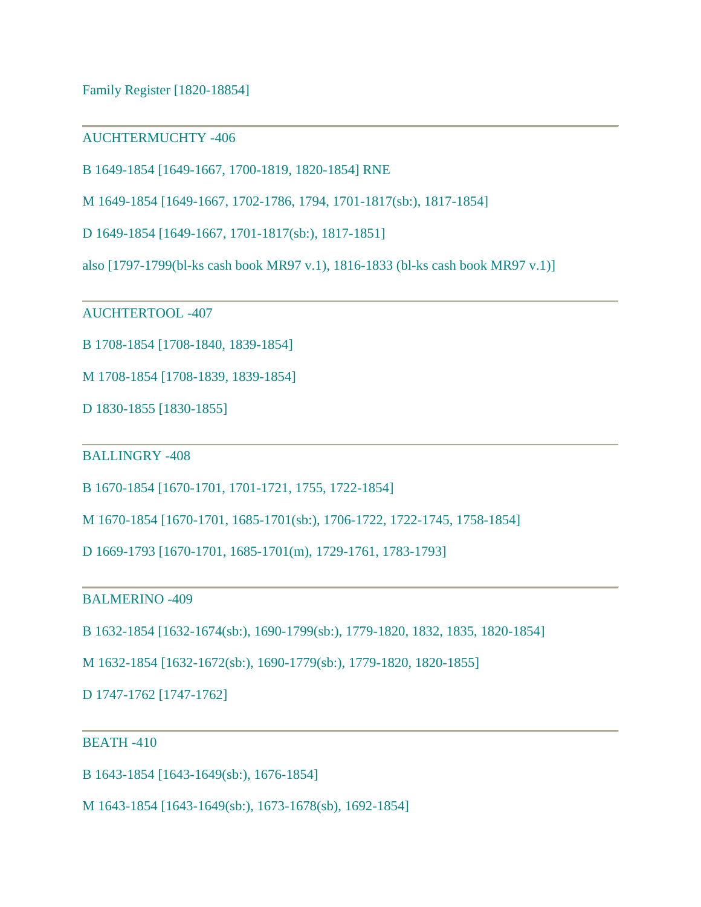Family Register [1820-18854]

---

AUCHTERMUCHTY -406

B 1649-1854 [1649-1667, 1700-1819, 1820-1854] RNE

M 1649-1854 [1649-1667, 1702-1786, 1794, 1701-1817(sb:), 1817-1854]

D 1649-1854 [1649-1667, 1701-1817(sb:), 1817-1851]

also [1797-1799(bl-ks cash book MR97 v.1), 1816-1833 (bl-ks cash book MR97 v.1)]

---

AUCHTERTOOL -407

B 1708-1854 [1708-1840, 1839-1854]

M 1708-1854 [1708-1839, 1839-1854]

D 1830-1855 [1830-1855]

---

BALLINGRY -408

B 1670-1854 [1670-1701, 1701-1721, 1755, 1722-1854]

M 1670-1854 [1670-1701, 1685-1701(sb:), 1706-1722, 1722-1745, 1758-1854]

D 1669-1793 [1670-1701, 1685-1701(m), 1729-1761, 1783-1793]

---

BALMERINO -409

B 1632-1854 [1632-1674(sb:), 1690-1799(sb:), 1779-1820, 1832, 1835, 1820-1854]

M 1632-1854 [1632-1672(sb:), 1690-1779(sb:), 1779-1820, 1820-1855]

D 1747-1762 [1747-1762]

---

BEATH -410

B 1643-1854 [1643-1649(sb:), 1676-1854]

M 1643-1854 [1643-1649(sb:), 1673-1678(sb), 1692-1854]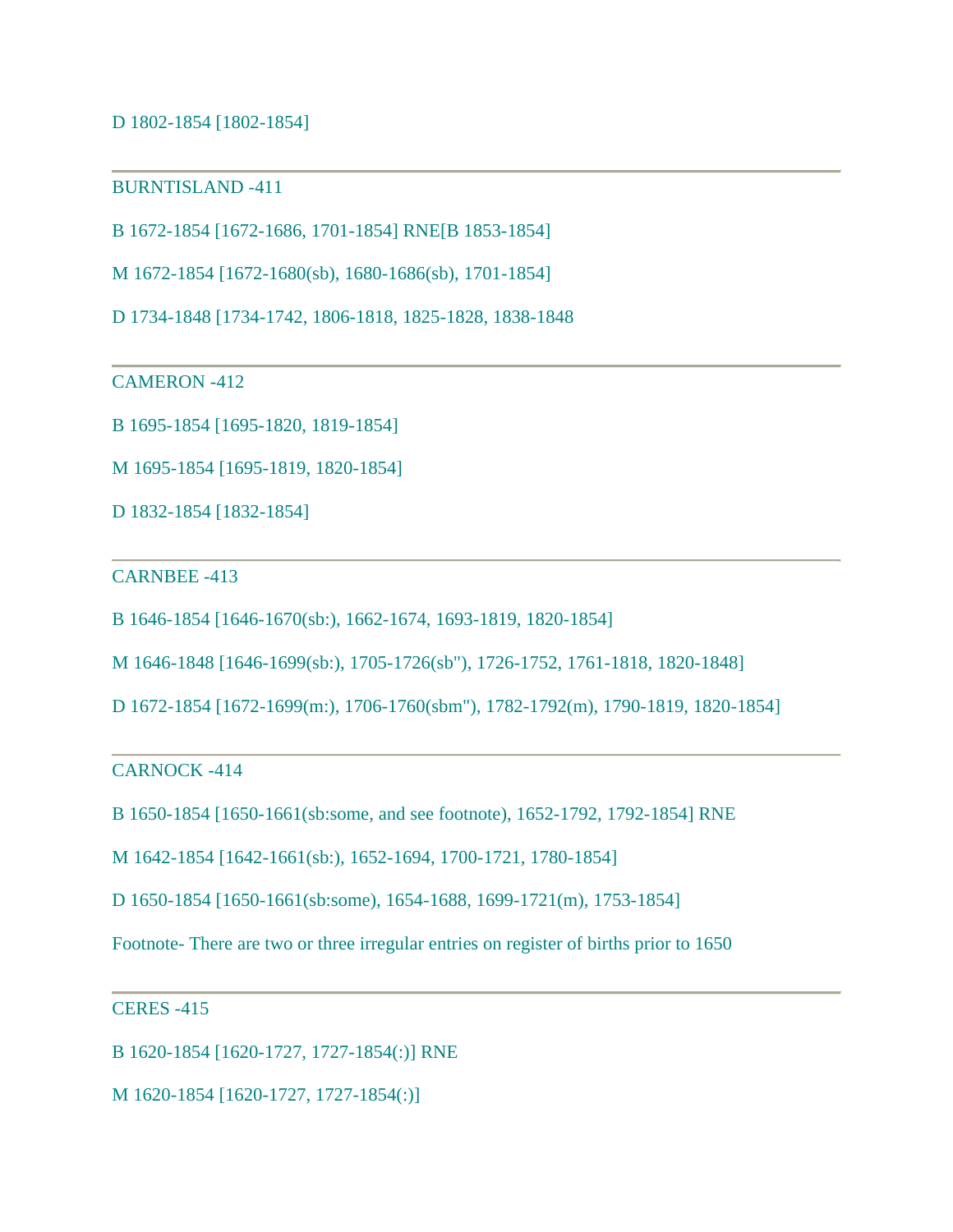D 1802-1854 [1802-1854]

---

BURNTISLAND -411

B 1672-1854 [1672-1686, 1701-1854] RNE[B 1853-1854]

M 1672-1854 [1672-1680(sb), 1680-1686(sb), 1701-1854]

D 1734-1848 [1734-1742, 1806-1818, 1825-1828, 1838-1848

---

CAMERON -412

B 1695-1854 [1695-1820, 1819-1854]

M 1695-1854 [1695-1819, 1820-1854]

D 1832-1854 [1832-1854]

---

CARNBEE -413

B 1646-1854 [1646-1670(sb:), 1662-1674, 1693-1819, 1820-1854]

M 1646-1848 [1646-1699(sb:), 1705-1726(sb"), 1726-1752, 1761-1818, 1820-1848]

D 1672-1854 [1672-1699(m:), 1706-1760(sbm"), 1782-1792(m), 1790-1819, 1820-1854]

---

CARNOCK -414

B 1650-1854 [1650-1661(sb:some, and see footnote), 1652-1792, 1792-1854] RNE

M 1642-1854 [1642-1661(sb:), 1652-1694, 1700-1721, 1780-1854]

D 1650-1854 [1650-1661(sb:some), 1654-1688, 1699-1721(m), 1753-1854]

Footnote- There are two or three irregular entries on register of births prior to 1650

---

CERES -415

B 1620-1854 [1620-1727, 1727-1854(:)] RNE

M 1620-1854 [1620-1727, 1727-1854(:)]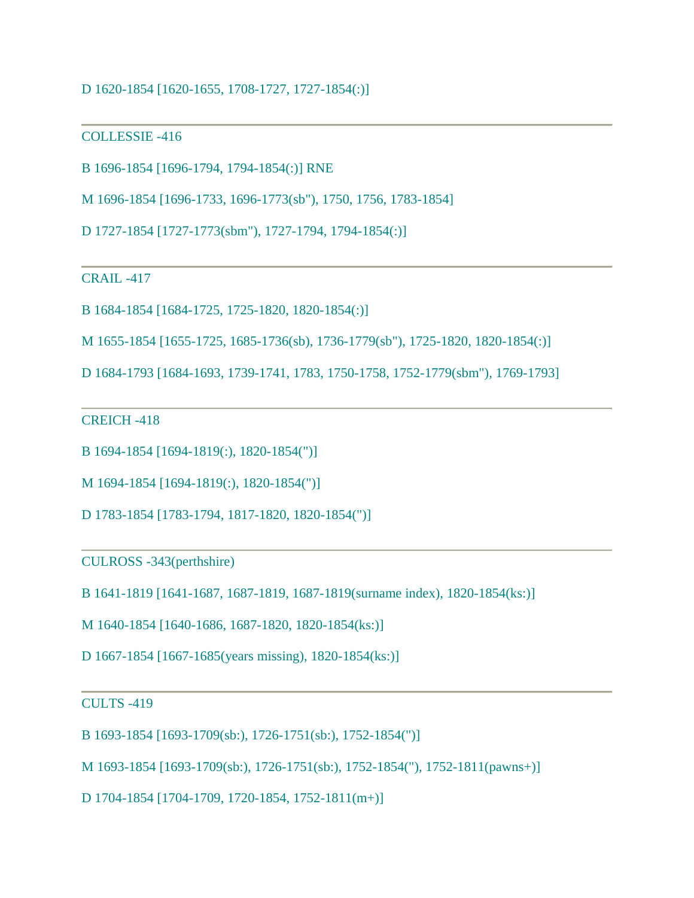D 1620-1854 [1620-1655, 1708-1727, 1727-1854(:)]

---

COLLESSIE -416

B 1696-1854 [1696-1794, 1794-1854(:)] RNE

M 1696-1854 [1696-1733, 1696-1773(sb"), 1750, 1756, 1783-1854]

D 1727-1854 [1727-1773(sbm"), 1727-1794, 1794-1854(:)]

---

CRAIL -417

B 1684-1854 [1684-1725, 1725-1820, 1820-1854(:)]

M 1655-1854 [1655-1725, 1685-1736(sb), 1736-1779(sb"), 1725-1820, 1820-1854(:)]

D 1684-1793 [1684-1693, 1739-1741, 1783, 1750-1758, 1752-1779(sbm"), 1769-1793]

---

CREICH -418

B 1694-1854 [1694-1819(:), 1820-1854(")]

M 1694-1854 [1694-1819(:), 1820-1854(")]

D 1783-1854 [1783-1794, 1817-1820, 1820-1854(")]

---

CULROSS -343(perthshire)

B 1641-1819 [1641-1687, 1687-1819, 1687-1819(surname index), 1820-1854(ks:)]

M 1640-1854 [1640-1686, 1687-1820, 1820-1854(ks:)]

D 1667-1854 [1667-1685(years missing), 1820-1854(ks:)]

---

CULTS -419

B 1693-1854 [1693-1709(sb:), 1726-1751(sb:), 1752-1854(")]

M 1693-1854 [1693-1709(sb:), 1726-1751(sb:), 1752-1854("), 1752-1811(pawns+)]

D 1704-1854 [1704-1709, 1720-1854, 1752-1811(m+)]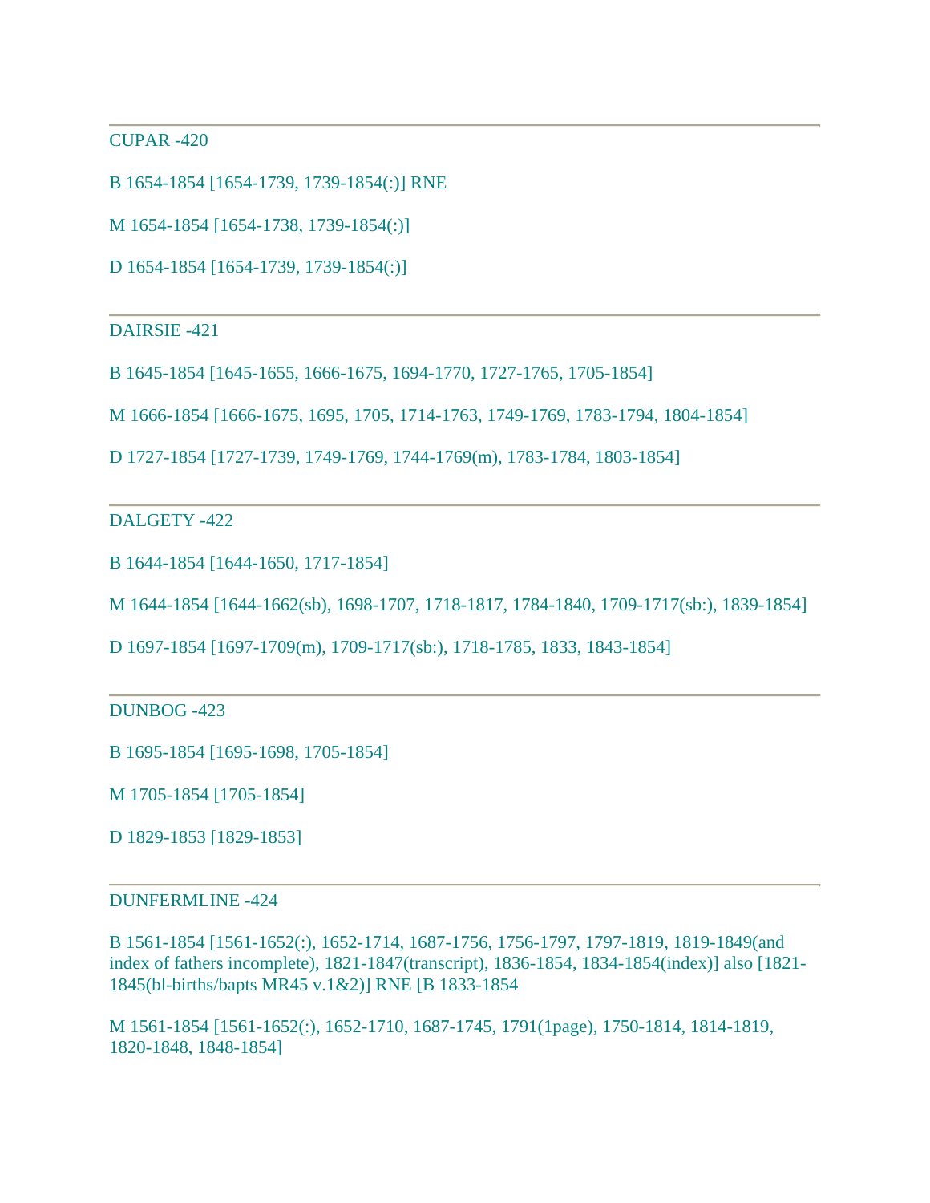---

CUPAR -420

B 1654-1854 [1654-1739, 1739-1854(:)] RNE

M 1654-1854 [1654-1738, 1739-1854(:)]

D 1654-1854 [1654-1739, 1739-1854(:)]

---

DAIRSIE -421

B 1645-1854 [1645-1655, 1666-1675, 1694-1770, 1727-1765, 1705-1854]

M 1666-1854 [1666-1675, 1695, 1705, 1714-1763, 1749-1769, 1783-1794, 1804-1854]

D 1727-1854 [1727-1739, 1749-1769, 1744-1769(m), 1783-1784, 1803-1854]

---

DALGETY -422

B 1644-1854 [1644-1650, 1717-1854]

M 1644-1854 [1644-1662(sb), 1698-1707, 1718-1817, 1784-1840, 1709-1717(sb:), 1839-1854]

D 1697-1854 [1697-1709(m), 1709-1717(sb:), 1718-1785, 1833, 1843-1854]

---

DUNBOG -423

B 1695-1854 [1695-1698, 1705-1854]

M 1705-1854 [1705-1854]

D 1829-1853 [1829-1853]

---

DUNFERMLINE -424

B 1561-1854 [1561-1652(:), 1652-1714, 1687-1756, 1756-1797, 1797-1819, 1819-1849(and index of fathers incomplete), 1821-1847(transcript), 1836-1854, 1834-1854(index)] also [1821-1845(bl-births/bapts MR45 v.1&2)] RNE [B 1833-1854

M 1561-1854 [1561-1652(:), 1652-1710, 1687-1745, 1791(1page), 1750-1814, 1814-1819, 1820-1848, 1848-1854]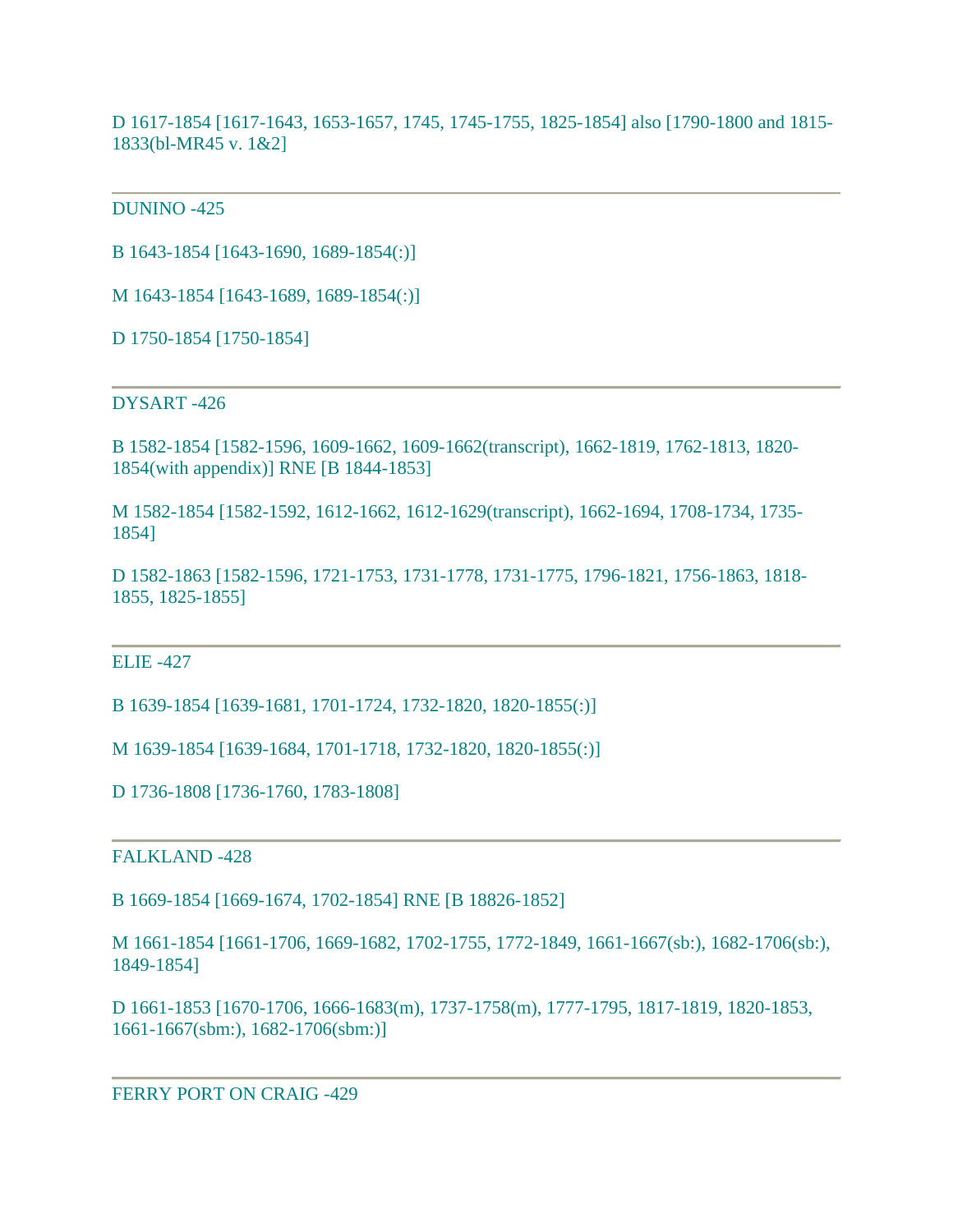D 1617-1854 [1617-1643, 1653-1657, 1745, 1745-1755, 1825-1854] also [1790-1800 and 1815-1833(bl-MR45 v. 1&2]

---

DUNINO -425

B 1643-1854 [1643-1690, 1689-1854(:)]

M 1643-1854 [1643-1689, 1689-1854(:)]

D 1750-1854 [1750-1854]

---

DYSART -426

B 1582-1854 [1582-1596, 1609-1662, 1609-1662(transcript), 1662-1819, 1762-1813, 1820-1854(with appendix)] RNE [B 1844-1853]

M 1582-1854 [1582-1592, 1612-1662, 1612-1629(transcript), 1662-1694, 1708-1734, 1735-1854]

D 1582-1863 [1582-1596, 1721-1753, 1731-1778, 1731-1775, 1796-1821, 1756-1863, 1818-1855, 1825-1855]

---

ELIE -427

B 1639-1854 [1639-1681, 1701-1724, 1732-1820, 1820-1855(:)]

M 1639-1854 [1639-1684, 1701-1718, 1732-1820, 1820-1855(:)]

D 1736-1808 [1736-1760, 1783-1808]

---

FALKLAND -428

B 1669-1854 [1669-1674, 1702-1854] RNE [B 18826-1852]

M 1661-1854 [1661-1706, 1669-1682, 1702-1755, 1772-1849, 1661-1667(sb:), 1682-1706(sb:), 1849-1854]

D 1661-1853 [1670-1706, 1666-1683(m), 1737-1758(m), 1777-1795, 1817-1819, 1820-1853, 1661-1667(sbm:), 1682-1706(sbm:)]

---

FERRY PORT ON CRAIG -429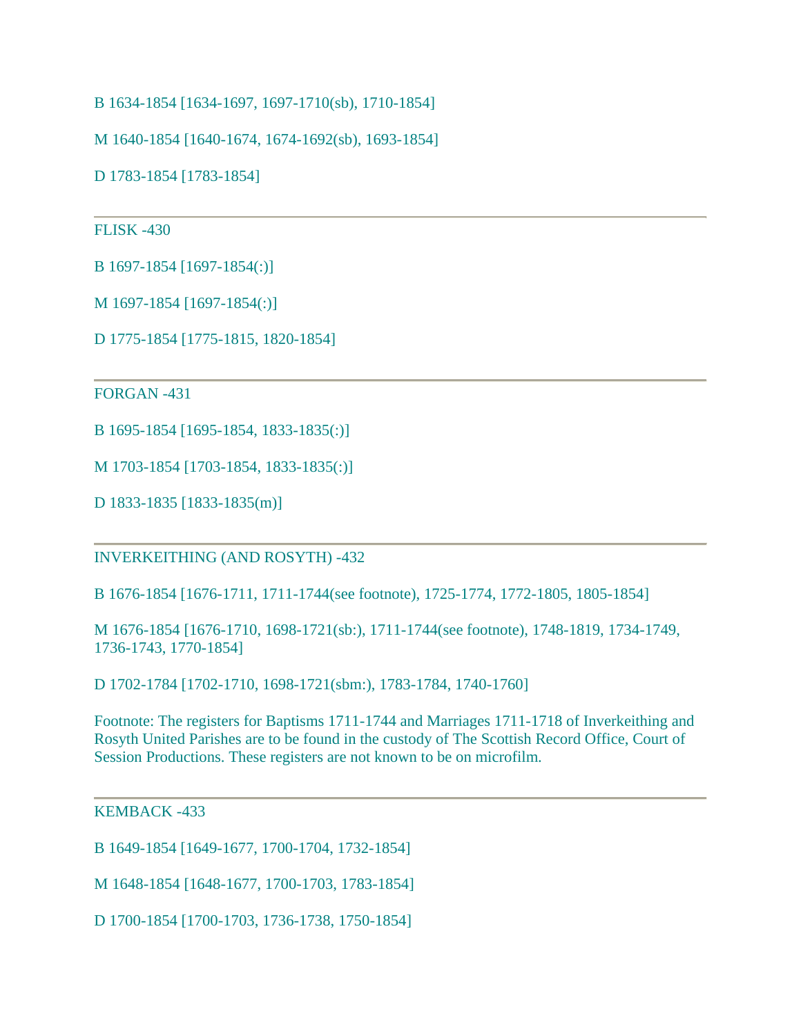B 1634-1854 [1634-1697, 1697-1710(sb), 1710-1854]

M 1640-1854 [1640-1674, 1674-1692(sb), 1693-1854]

D 1783-1854 [1783-1854]

---

FLISK -430

B 1697-1854 [1697-1854(:)]

M 1697-1854 [1697-1854(:)]

D 1775-1854 [1775-1815, 1820-1854]

---

FORGAN -431

B 1695-1854 [1695-1854, 1833-1835(:)]

M 1703-1854 [1703-1854, 1833-1835(:)]

D 1833-1835 [1833-1835(m)]

---

INVERKEITHING (AND ROSYTH) -432

B 1676-1854 [1676-1711, 1711-1744(see footnote), 1725-1774, 1772-1805, 1805-1854]

M 1676-1854 [1676-1710, 1698-1721(sb:), 1711-1744(see footnote), 1748-1819, 1734-1749, 1736-1743, 1770-1854]

D 1702-1784 [1702-1710, 1698-1721(sbm:), 1783-1784, 1740-1760]

Footnote: The registers for Baptisms 1711-1744 and Marriages 1711-1718 of Inverkeithing and Rosyth United Parishes are to be found in the custody of The Scottish Record Office, Court of Session Productions. These registers are not known to be on microfilm.

---

KEMBACK -433

B 1649-1854 [1649-1677, 1700-1704, 1732-1854]

M 1648-1854 [1648-1677, 1700-1703, 1783-1854]

D 1700-1854 [1700-1703, 1736-1738, 1750-1854]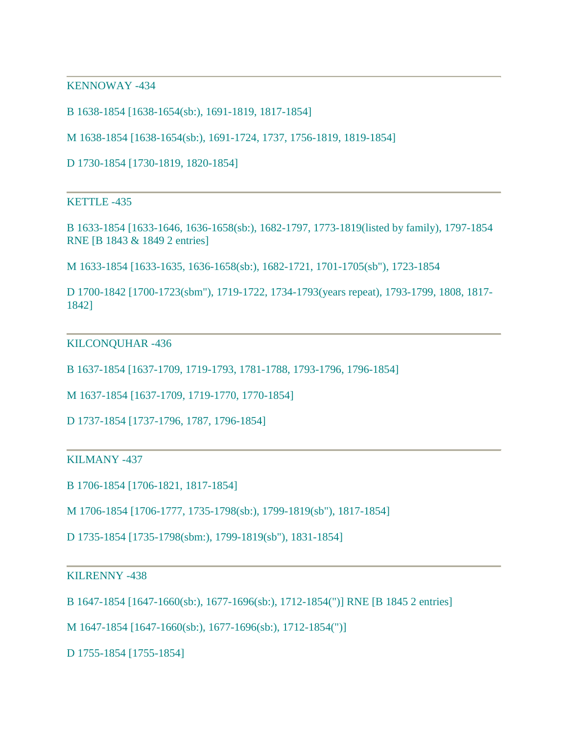---

KENNOWAY -434

B 1638-1854 [1638-1654(sb:), 1691-1819, 1817-1854]

M 1638-1854 [1638-1654(sb:), 1691-1724, 1737, 1756-1819, 1819-1854]

D 1730-1854 [1730-1819, 1820-1854]

---

KETTLE -435

B 1633-1854 [1633-1646, 1636-1658(sb:), 1682-1797, 1773-1819(listed by family), 1797-1854 RNE [B 1843 & 1849 2 entries]

M 1633-1854 [1633-1635, 1636-1658(sb:), 1682-1721, 1701-1705(sb"), 1723-1854

D 1700-1842 [1700-1723(sbm"), 1719-1722, 1734-1793(years repeat), 1793-1799, 1808, 1817-1842]

---

KILCONQUHAR -436

B 1637-1854 [1637-1709, 1719-1793, 1781-1788, 1793-1796, 1796-1854]

M 1637-1854 [1637-1709, 1719-1770, 1770-1854]

D 1737-1854 [1737-1796, 1787, 1796-1854]

---

KILMANY -437

B 1706-1854 [1706-1821, 1817-1854]

M 1706-1854 [1706-1777, 1735-1798(sb:), 1799-1819(sb"), 1817-1854]

D 1735-1854 [1735-1798(sbm:), 1799-1819(sb"), 1831-1854]

---

KILRENNY -438

B 1647-1854 [1647-1660(sb:), 1677-1696(sb:), 1712-1854(")] RNE [B 1845 2 entries]

M 1647-1854 [1647-1660(sb:), 1677-1696(sb:), 1712-1854(")]

D 1755-1854 [1755-1854]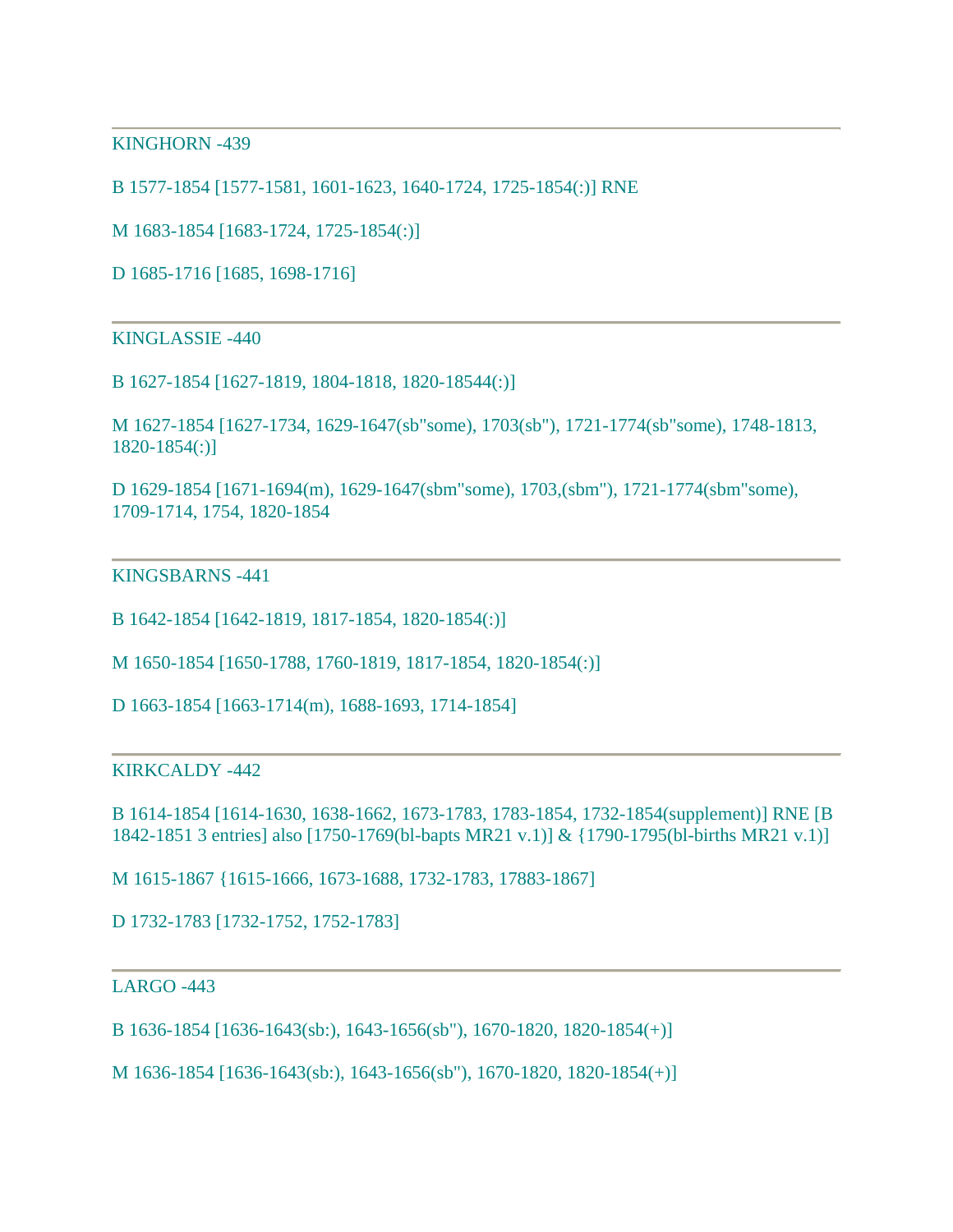---

KINGHORN -439

B 1577-1854 [1577-1581, 1601-1623, 1640-1724, 1725-1854(:)] RNE

M 1683-1854 [1683-1724, 1725-1854(:)]

D 1685-1716 [1685, 1698-1716]

---

KINGLASSIE -440

B 1627-1854 [1627-1819, 1804-1818, 1820-18544(:)]

M 1627-1854 [1627-1734, 1629-1647(sb"some), 1703(sb"), 1721-1774(sb"some), 1748-1813, 1820-1854(:)]

D 1629-1854 [1671-1694(m), 1629-1647(sbm"some), 1703,(sbm"), 1721-1774(sbm"some), 1709-1714, 1754, 1820-1854

---

KINGSBARNS -441

B 1642-1854 [1642-1819, 1817-1854, 1820-1854(:)]

M 1650-1854 [1650-1788, 1760-1819, 1817-1854, 1820-1854(:)]

D 1663-1854 [1663-1714(m), 1688-1693, 1714-1854]

---

KIRKCALDY -442

B 1614-1854 [1614-1630, 1638-1662, 1673-1783, 1783-1854, 1732-1854(supplement)] RNE [B 1842-1851 3 entries] also [1750-1769(bl-bapts MR21 v.1)] & {1790-1795(bl-births MR21 v.1)]

M 1615-1867 {1615-1666, 1673-1688, 1732-1783, 17883-1867]

D 1732-1783 [1732-1752, 1752-1783]

---

LARGO -443

B 1636-1854 [1636-1643(sb:), 1643-1656(sb"), 1670-1820, 1820-1854(+)]

M 1636-1854 [1636-1643(sb:), 1643-1656(sb"), 1670-1820, 1820-1854(+)]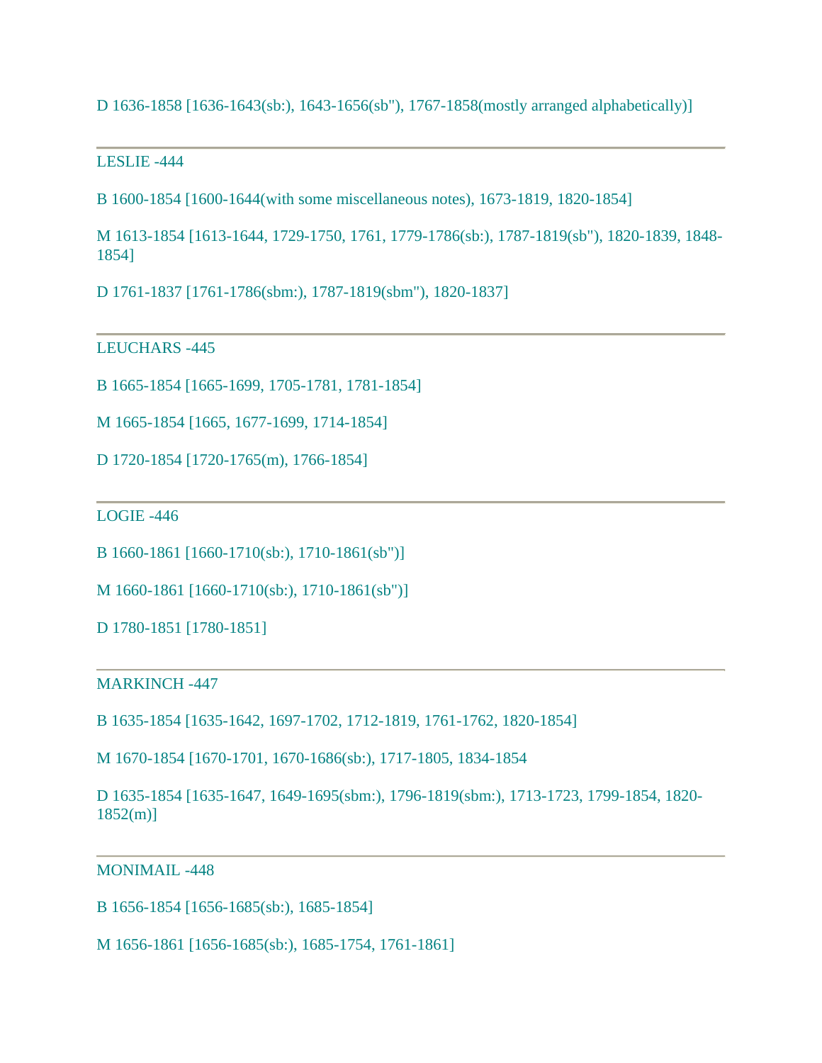D 1636-1858 [1636-1643(sb:), 1643-1656(sb"), 1767-1858(mostly arranged alphabetically)]

---

LESLIE -444

B 1600-1854 [1600-1644(with some miscellaneous notes), 1673-1819, 1820-1854]

M 1613-1854 [1613-1644, 1729-1750, 1761, 1779-1786(sb:), 1787-1819(sb"), 1820-1839, 1848-1854]

D 1761-1837 [1761-1786(sbm:), 1787-1819(sbm"), 1820-1837]

---

LEUCHARS -445

B 1665-1854 [1665-1699, 1705-1781, 1781-1854]

M 1665-1854 [1665, 1677-1699, 1714-1854]

D 1720-1854 [1720-1765(m), 1766-1854]

---

LOGIE -446

B 1660-1861 [1660-1710(sb:), 1710-1861(sb")]

M 1660-1861 [1660-1710(sb:), 1710-1861(sb")]

D 1780-1851 [1780-1851]

---

MARKINCH -447

B 1635-1854 [1635-1642, 1697-1702, 1712-1819, 1761-1762, 1820-1854]

M 1670-1854 [1670-1701, 1670-1686(sb:), 1717-1805, 1834-1854

D 1635-1854 [1635-1647, 1649-1695(sbm:), 1796-1819(sbm:), 1713-1723, 1799-1854, 1820-1852(m)]

---

MONIMAIL -448

B 1656-1854 [1656-1685(sb:), 1685-1854]

M 1656-1861 [1656-1685(sb:), 1685-1754, 1761-1861]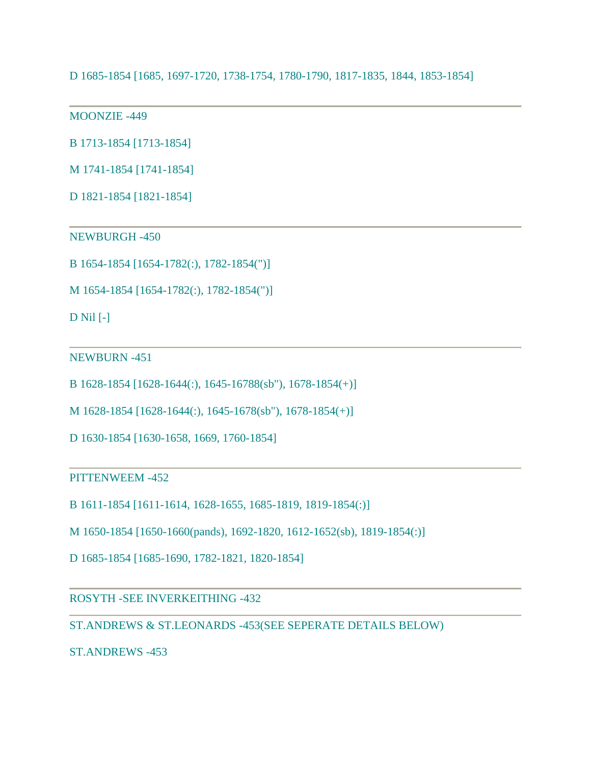D 1685-1854 [1685, 1697-1720, 1738-1754, 1780-1790, 1817-1835, 1844, 1853-1854]

---

MOONZIE -449

B 1713-1854 [1713-1854]

M 1741-1854 [1741-1854]

D 1821-1854 [1821-1854]

---

NEWBURGH -450

B 1654-1854 [1654-1782(:), 1782-1854(")]

M 1654-1854 [1654-1782(:), 1782-1854(")]

D Nil [-]

---

NEWBURN -451

B 1628-1854 [1628-1644(:), 1645-16788(sb"), 1678-1854(+)]

M 1628-1854 [1628-1644(:), 1645-1678(sb"), 1678-1854(+)]

D 1630-1854 [1630-1658, 1669, 1760-1854]

---

PITTENWEEM -452

B 1611-1854 [1611-1614, 1628-1655, 1685-1819, 1819-1854(:)]

M 1650-1854 [1650-1660(pands), 1692-1820, 1612-1652(sb), 1819-1854(:)]

D 1685-1854 [1685-1690, 1782-1821, 1820-1854]

---

ROSYTH -SEE INVERKEITHING -432

---

ST.ANDREWS & ST.LEONARDS -453(SEE SEPERATE DETAILS BELOW)

ST.ANDREWS -453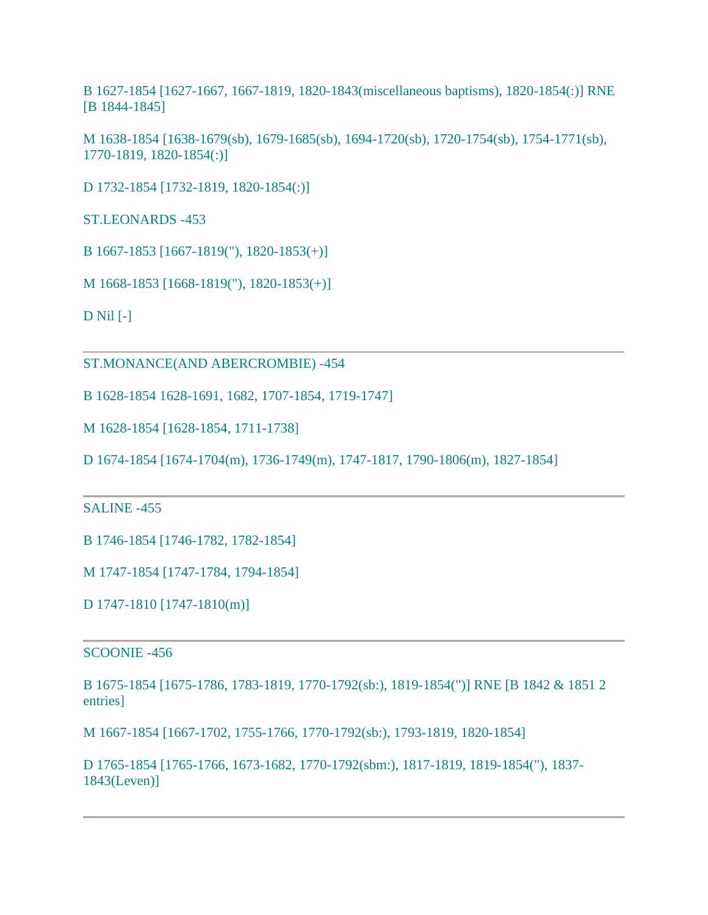B 1627-1854 [1627-1667, 1667-1819, 1820-1843(miscellaneous baptisms), 1820-1854(:)] RNE [B 1844-1845]

M 1638-1854 [1638-1679(sb), 1679-1685(sb), 1694-1720(sb), 1720-1754(sb), 1754-1771(sb), 1770-1819, 1820-1854(:)]

D 1732-1854 [1732-1819, 1820-1854(:)]

ST.LEONARDS -453

B 1667-1853 [1667-1819("), 1820-1853(+)]

M 1668-1853 [1668-1819("), 1820-1853(+)]

D Nil [-]

---

ST.MONANCE(AND ABERCROMBIE) -454

B 1628-1854 1628-1691, 1682, 1707-1854, 1719-1747]

M 1628-1854 [1628-1854, 1711-1738]

D 1674-1854 [1674-1704(m), 1736-1749(m), 1747-1817, 1790-1806(m), 1827-1854]

---

SALINE -455

B 1746-1854 [1746-1782, 1782-1854]

M 1747-1854 [1747-1784, 1794-1854]

D 1747-1810 [1747-1810(m)]

---

SCOONIE -456

B 1675-1854 [1675-1786, 1783-1819, 1770-1792(sb:), 1819-1854(")] RNE [B 1842 & 1851 2 entries]

M 1667-1854 [1667-1702, 1755-1766, 1770-1792(sb:), 1793-1819, 1820-1854]

D 1765-1854 [1765-1766, 1673-1682, 1770-1792(sbm:), 1817-1819, 1819-1854("), 1837-1843(Leven)]

---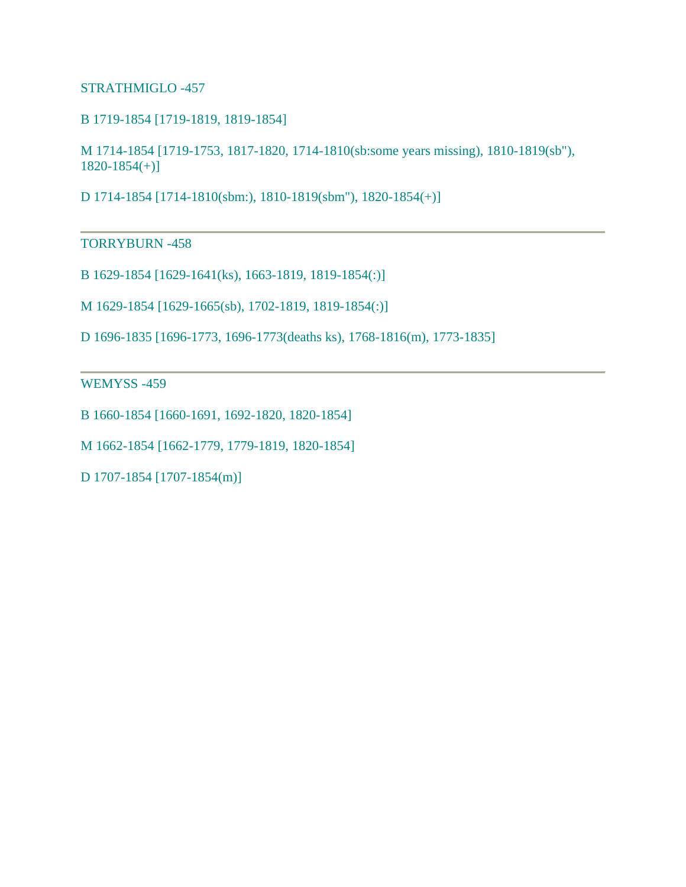STRATHMIGLO -457

B 1719-1854 [1719-1819, 1819-1854]

M 1714-1854 [1719-1753, 1817-1820, 1714-1810(sb:some years missing), 1810-1819(sb"), 1820-1854(+)]

D 1714-1854 [1714-1810(sbm:), 1810-1819(sbm"), 1820-1854(+)]

---

TORRYBURN -458

B 1629-1854 [1629-1641(ks), 1663-1819, 1819-1854(:)]

M 1629-1854 [1629-1665(sb), 1702-1819, 1819-1854(:)]

D 1696-1835 [1696-1773, 1696-1773(deaths ks), 1768-1816(m), 1773-1835]

---

WEMYSS -459

B 1660-1854 [1660-1691, 1692-1820, 1820-1854]

M 1662-1854 [1662-1779, 1779-1819, 1820-1854]

D 1707-1854 [1707-1854(m)]